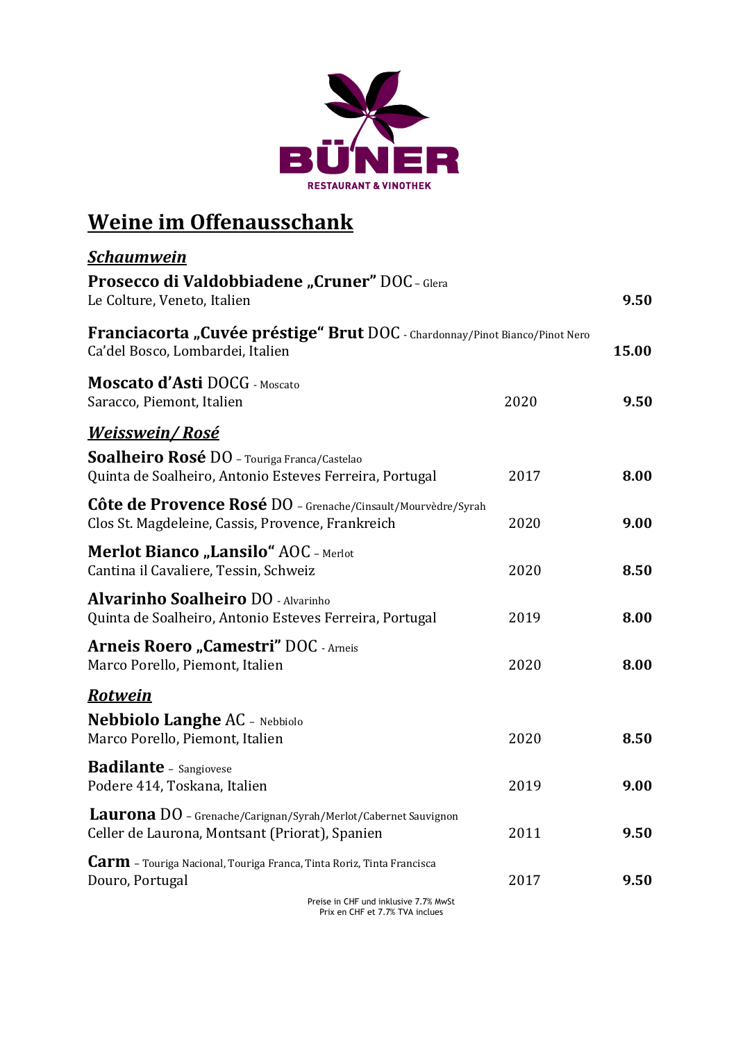BÜNER

RESTAURANT & VINOTHEK

# Weine im Offenausschank

## *Schaumwein*

**Prosecco di Valdobbiadene „Cruner"** DOC – Glera
Le Colture, Veneto, Italien — **9.50**

**Franciacorta „Cuvée préstige" Brut** DOC - Chardonnay/Pinot Bianco/Pinot Nero
Ca'del Bosco, Lombardei, Italien — **15.00**

**Moscato d'Asti** DOCG - Moscato
Saracco, Piemont, Italien — 2020 — **9.50**

## *Weisswein/ Rosé*

**Soalheiro Rosé** DO – Touriga Franca/Castelao
Quinta de Soalheiro, Antonio Esteves Ferreira, Portugal — 2017 — **8.00**

**Côte de Provence Rosé** DO – Grenache/Cinsault/Mourvèdre/Syrah
Clos St. Magdeleine, Cassis, Provence, Frankreich — 2020 — **9.00**

**Merlot Bianco „Lansilo"** AOC – Merlot
Cantina il Cavaliere, Tessin, Schweiz — 2020 — **8.50**

**Alvarinho Soalheiro** DO - Alvarinho
Quinta de Soalheiro, Antonio Esteves Ferreira, Portugal — 2019 — **8.00**

**Arneis Roero „Camestri"** DOC - Arneis
Marco Porello, Piemont, Italien — 2020 — **8.00**

## *Rotwein*

**Nebbiolo Langhe** AC – Nebbiolo
Marco Porello, Piemont, Italien — 2020 — **8.50**

**Badilante** – Sangiovese
Podere 414, Toskana, Italien — 2019 — **9.00**

**Laurona** DO – Grenache/Carignan/Syrah/Merlot/Cabernet Sauvignon
Celler de Laurona, Montsant (Priorat), Spanien — 2011 — **9.50**

**Carm** – Touriga Nacional, Touriga Franca, Tinta Roriz, Tinta Francisca
Douro, Portugal — 2017 — **9.50**

Preise in CHF und inklusive 7.7% MwSt
Prix en CHF et 7.7% TVA inclues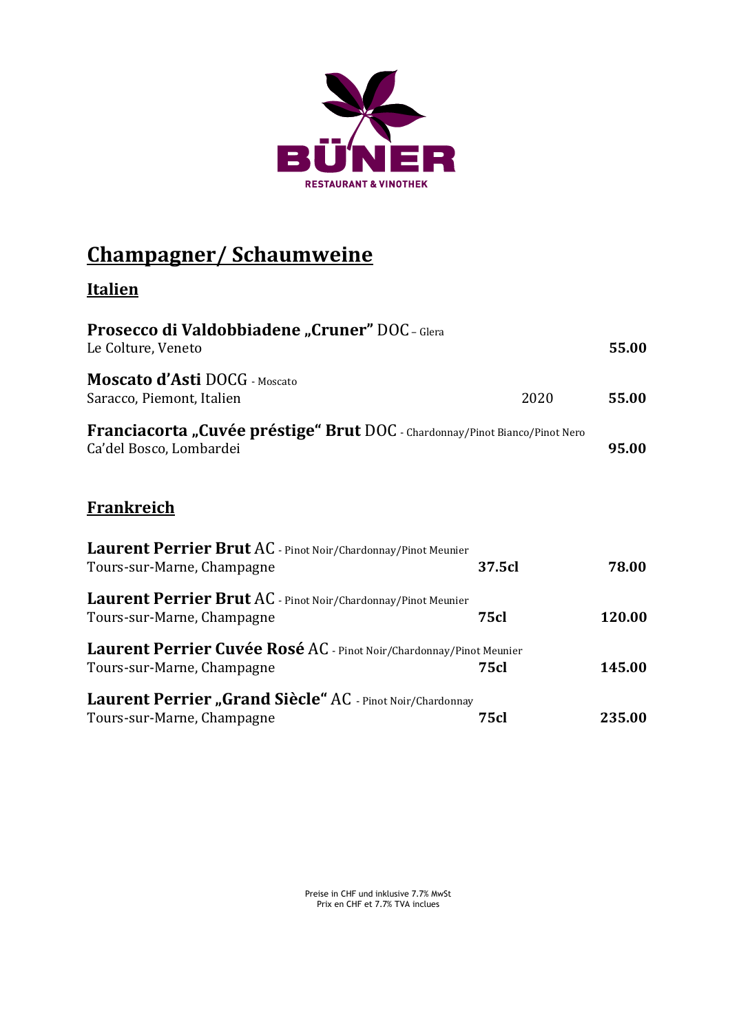BÜNER

RESTAURANT & VINOTHEK

# Champagner/ Schaumweine

## Italien

**Prosecco di Valdobbiadene „Cruner"** DOC – Glera
Le Colture, Veneto — **55.00**

**Moscato d'Asti** DOCG - Moscato
Saracco, Piemont, Italien — 2020 — **55.00**

**Franciacorta „Cuvée préstige" Brut** DOC - Chardonnay/Pinot Bianco/Pinot Nero
Ca'del Bosco, Lombardei — **95.00**

## Frankreich

**Laurent Perrier Brut** AC - Pinot Noir/Chardonnay/Pinot Meunier
Tours-sur-Marne, Champagne — **37.5cl** — **78.00**

**Laurent Perrier Brut** AC - Pinot Noir/Chardonnay/Pinot Meunier
Tours-sur-Marne, Champagne — **75cl** — **120.00**

**Laurent Perrier Cuvée Rosé** AC - Pinot Noir/Chardonnay/Pinot Meunier
Tours-sur-Marne, Champagne — **75cl** — **145.00**

**Laurent Perrier „Grand Siècle"** AC - Pinot Noir/Chardonnay
Tours-sur-Marne, Champagne — **75cl** — **235.00**

Preise in CHF und inklusive 7.7% MwSt
Prix en CHF et 7.7% TVA inclues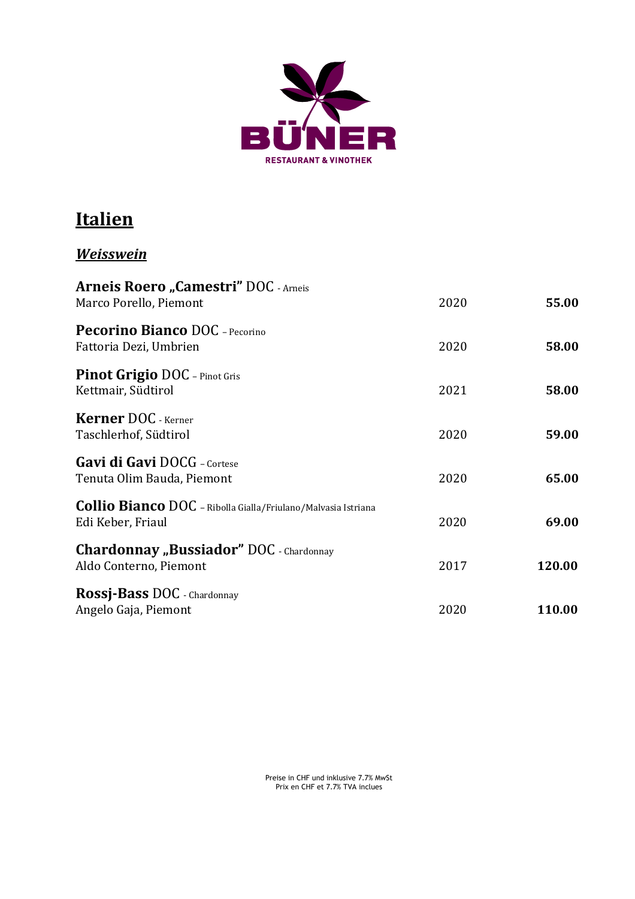BÜNER
RESTAURANT & VINOTHEK

# Italien

## *Weisswein*

| Wein | Jahrgang | Preis |
|---|---|---|
| **Arneis Roero „Camestri"** DOC - Arneis<br>Marco Porello, Piemont | 2020 | **55.00** |
| **Pecorino Bianco** DOC – Pecorino<br>Fattoria Dezi, Umbrien | 2020 | **58.00** |
| **Pinot Grigio** DOC – Pinot Gris<br>Kettmair, Südtirol | 2021 | **58.00** |
| **Kerner** DOC - Kerner<br>Taschlerhof, Südtirol | 2020 | **59.00** |
| **Gavi di Gavi** DOCG – Cortese<br>Tenuta Olim Bauda, Piemont | 2020 | **65.00** |
| **Collio Bianco** DOC – Ribolla Gialla/Friulano/Malvasia Istriana<br>Edi Keber, Friaul | 2020 | **69.00** |
| **Chardonnay „Bussiador"** DOC - Chardonnay<br>Aldo Conterno, Piemont | 2017 | **120.00** |
| **Rossj-Bass** DOC - Chardonnay<br>Angelo Gaja, Piemont | 2020 | **110.00** |

Preise in CHF und inklusive 7.7% MwSt
Prix en CHF et 7.7% TVA inclues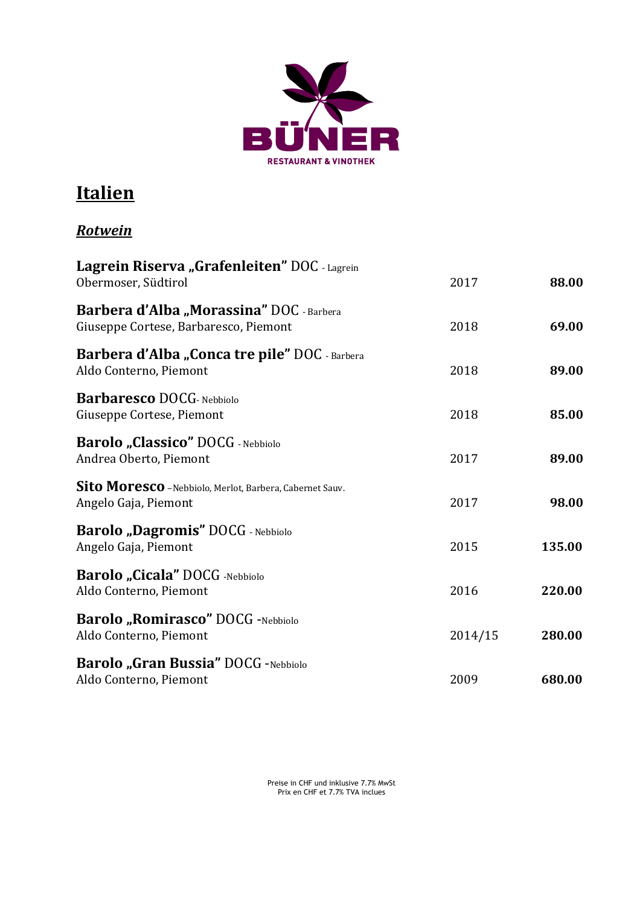BÜNER

RESTAURANT & VINOTHEK

# Italien

## *Rotwein*

| Wein | Jahrgang | Preis |
|---|---|---|
| **Lagrein Riserva „Grafenleiten"** DOC - Lagrein<br>Obermoser, Südtirol | 2017 | **88.00** |
| **Barbera d'Alba „Morassina"** DOC - Barbera<br>Giuseppe Cortese, Barbaresco, Piemont | 2018 | **69.00** |
| **Barbera d'Alba „Conca tre pile"** DOC - Barbera<br>Aldo Conterno, Piemont | 2018 | **89.00** |
| **Barbaresco** DOCG- Nebbiolo<br>Giuseppe Cortese, Piemont | 2018 | **85.00** |
| **Barolo „Classico"** DOCG - Nebbiolo<br>Andrea Oberto, Piemont | 2017 | **89.00** |
| **Sito Moresco** –Nebbiolo, Merlot, Barbera, Cabernet Sauv.<br>Angelo Gaja, Piemont | 2017 | **98.00** |
| **Barolo „Dagromis"** DOCG - Nebbiolo<br>Angelo Gaja, Piemont | 2015 | **135.00** |
| **Barolo „Cicala"** DOCG -Nebbiolo<br>Aldo Conterno, Piemont | 2016 | **220.00** |
| **Barolo „Romirasco"** DOCG -Nebbiolo<br>Aldo Conterno, Piemont | 2014/15 | **280.00** |
| **Barolo „Gran Bussia"** DOCG -Nebbiolo<br>Aldo Conterno, Piemont | 2009 | **680.00** |

Preise in CHF und inklusive 7.7% MwSt
Prix en CHF et 7.7% TVA inclues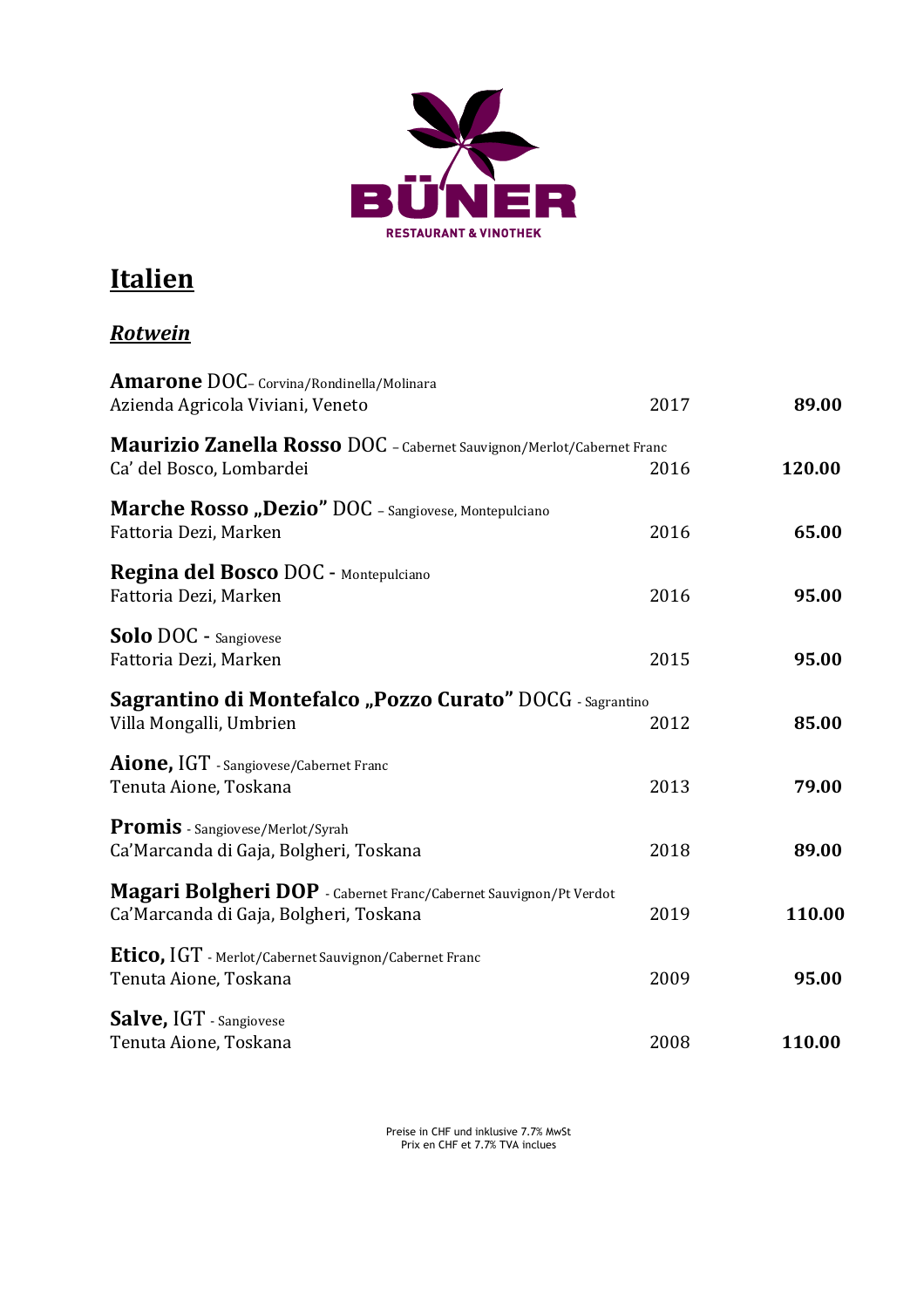BÜNER

RESTAURANT & VINOTHEK

# Italien

## *Rotwein*

**Amarone** DOC– Corvina/Rondinella/Molinara
Azienda Agricola Viviani, Veneto | 2017 | **89.00**

**Maurizio Zanella Rosso** DOC – Cabernet Sauvignon/Merlot/Cabernet Franc
Ca' del Bosco, Lombardei | 2016 | **120.00**

**Marche Rosso „Dezio"** DOC – Sangiovese, Montepulciano
Fattoria Dezi, Marken | 2016 | **65.00**

**Regina del Bosco** DOC - Montepulciano
Fattoria Dezi, Marken | 2016 | **95.00**

**Solo** DOC - Sangiovese
Fattoria Dezi, Marken | 2015 | **95.00**

**Sagrantino di Montefalco „Pozzo Curato"** DOCG - Sagrantino
Villa Mongalli, Umbrien | 2012 | **85.00**

**Aione,** IGT - Sangiovese/Cabernet Franc
Tenuta Aione, Toskana | 2013 | **79.00**

**Promis** - Sangiovese/Merlot/Syrah
Ca'Marcanda di Gaja, Bolgheri, Toskana | 2018 | **89.00**

**Magari Bolgheri DOP** - Cabernet Franc/Cabernet Sauvignon/Pt Verdot
Ca'Marcanda di Gaja, Bolgheri, Toskana | 2019 | **110.00**

**Etico,** IGT - Merlot/Cabernet Sauvignon/Cabernet Franc
Tenuta Aione, Toskana | 2009 | **95.00**

**Salve,** IGT - Sangiovese
Tenuta Aione, Toskana | 2008 | **110.00**

Preise in CHF und inklusive 7.7% MwSt
Prix en CHF et 7.7% TVA inclues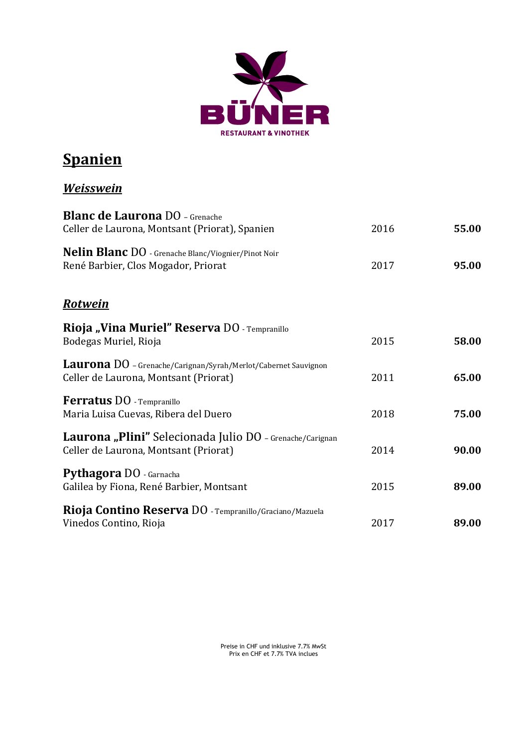BÜNER

RESTAURANT & VINOTHEK

# Spanien

## *Weisswein*

| Wein | Jahrgang | Preis |
|---|---|---|
| **Blanc de Laurona** DO – Grenache<br>Celler de Laurona, Montsant (Priorat), Spanien | 2016 | **55.00** |
| **Nelin Blanc** DO - Grenache Blanc/Viognier/Pinot Noir<br>René Barbier, Clos Mogador, Priorat | 2017 | **95.00** |

## *Rotwein*

| Wein | Jahrgang | Preis |
|---|---|---|
| **Rioja „Vina Muriel" Reserva** DO - Tempranillo<br>Bodegas Muriel, Rioja | 2015 | **58.00** |
| **Laurona** DO – Grenache/Carignan/Syrah/Merlot/Cabernet Sauvignon<br>Celler de Laurona, Montsant (Priorat) | 2011 | **65.00** |
| **Ferratus** DO - Tempranillo<br>Maria Luisa Cuevas, Ribera del Duero | 2018 | **75.00** |
| **Laurona „Plini"** Selecionada Julio DO – Grenache/Carignan<br>Celler de Laurona, Montsant (Priorat) | 2014 | **90.00** |
| **Pythagora** DO - Garnacha<br>Galilea by Fiona, René Barbier, Montsant | 2015 | **89.00** |
| **Rioja Contino Reserva** DO - Tempranillo/Graciano/Mazuela<br>Vinedos Contino, Rioja | 2017 | **89.00** |

Preise in CHF und inklusive 7.7% MwSt
Prix en CHF et 7.7% TVA inclues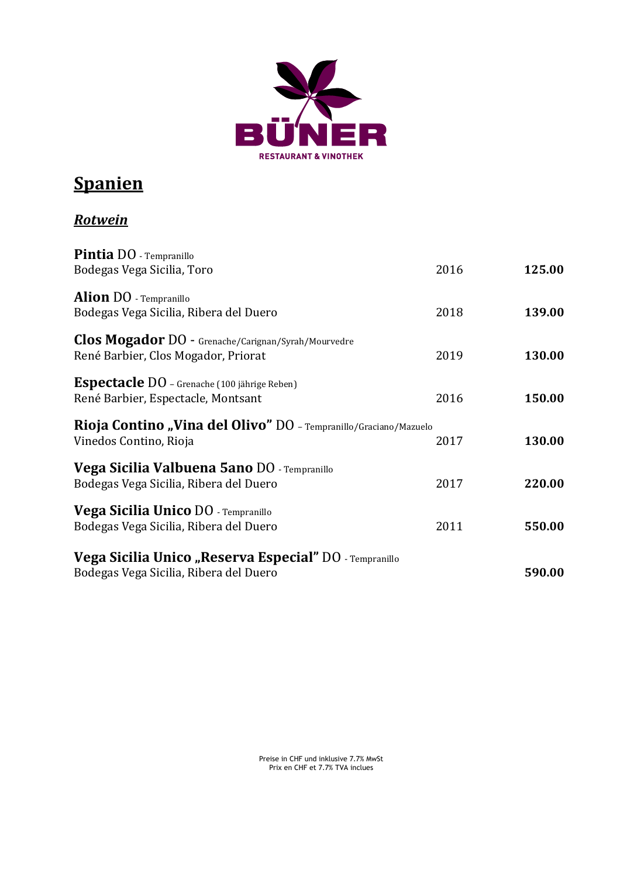BÜNER

RESTAURANT & VINOTHEK

# Spanien

## *Rotwein*

**Pintia** DO - Tempranillo
Bodegas Vega Sicilia, Toro | 2016 | **125.00**

**Alion** DO - Tempranillo
Bodegas Vega Sicilia, Ribera del Duero | 2018 | **139.00**

**Clos Mogador** DO - Grenache/Carignan/Syrah/Mourvedre
René Barbier, Clos Mogador, Priorat | 2019 | **130.00**

**Espectacle** DO – Grenache (100 jährige Reben)
René Barbier, Espectacle, Montsant | 2016 | **150.00**

**Rioja Contino „Vina del Olivo"** DO – Tempranillo/Graciano/Mazuelo
Vinedos Contino, Rioja | 2017 | **130.00**

**Vega Sicilia Valbuena 5ano** DO - Tempranillo
Bodegas Vega Sicilia, Ribera del Duero | 2017 | **220.00**

**Vega Sicilia Unico** DO - Tempranillo
Bodegas Vega Sicilia, Ribera del Duero | 2011 | **550.00**

**Vega Sicilia Unico „Reserva Especial"** DO - Tempranillo
Bodegas Vega Sicilia, Ribera del Duero | **590.00**

Preise in CHF und inklusive 7.7% MwSt
Prix en CHF et 7.7% TVA inclues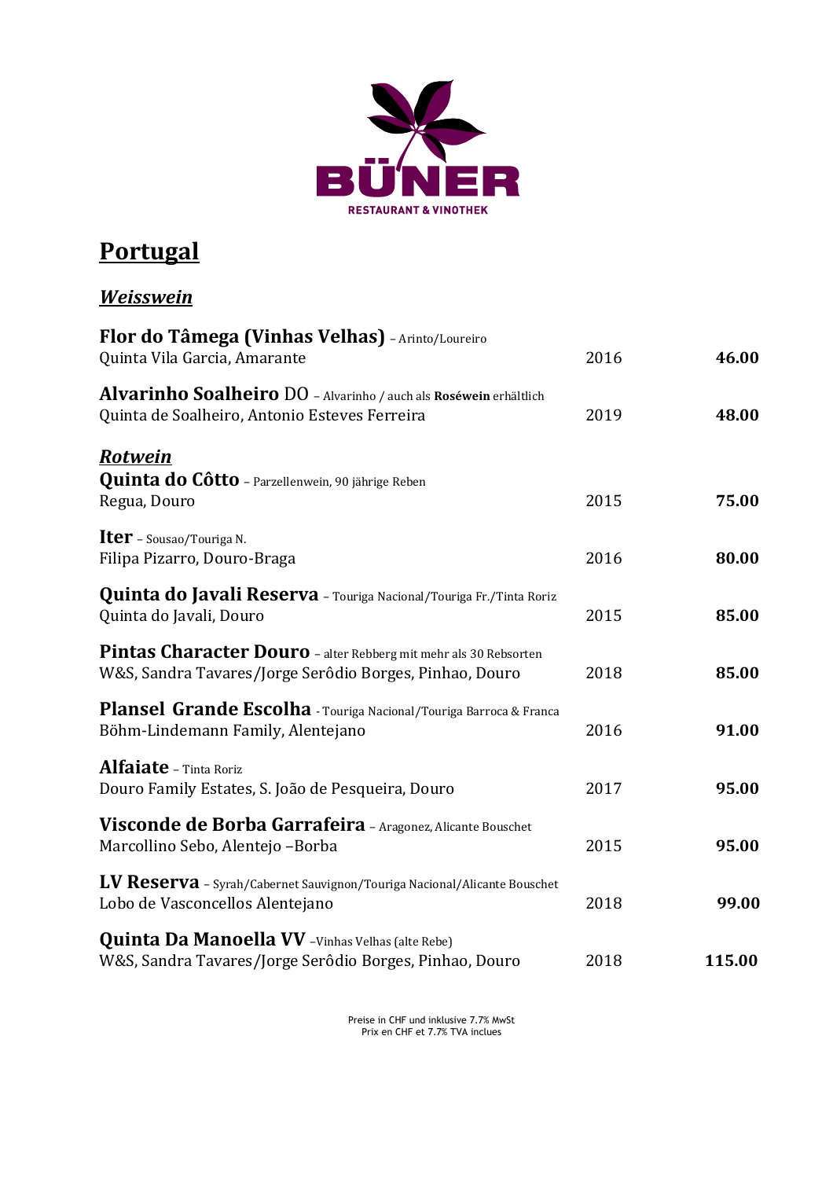# Portugal

## *Weisswein*

**Flor do Tâmega (Vinhas Velhas)** – Arinto/Loureiro
Quinta Vila Garcia, Amarante | 2016 | **46.00**

**Alvarinho Soalheiro** DO – Alvarinho / auch als **Roséwein** erhältlich
Quinta de Soalheiro, Antonio Esteves Ferreira | 2019 | **48.00**

## *Rotwein*

**Quinta do Côtto** – Parzellenwein, 90 jährige Reben
Regua, Douro | 2015 | **75.00**

**Iter** – Sousao/Touriga N.
Filipa Pizarro, Douro-Braga | 2016 | **80.00**

**Quinta do Javali Reserva** – Touriga Nacional/Touriga Fr./Tinta Roriz
Quinta do Javali, Douro | 2015 | **85.00**

**Pintas Character Douro** – alter Rebberg mit mehr als 30 Rebsorten
W&S, Sandra Tavares/Jorge Serôdio Borges, Pinhao, Douro | 2018 | **85.00**

**Plansel Grande Escolha** - Touriga Nacional/Touriga Barroca & Franca
Böhm-Lindemann Family, Alentejano | 2016 | **91.00**

**Alfaiate** – Tinta Roriz
Douro Family Estates, S. João de Pesqueira, Douro | 2017 | **95.00**

**Visconde de Borba Garrafeira** – Aragonez, Alicante Bouschet
Marcollino Sebo, Alentejo –Borba | 2015 | **95.00**

**LV Reserva** – Syrah/Cabernet Sauvignon/Touriga Nacional/Alicante Bouschet
Lobo de Vasconcellos Alentejano | 2018 | **99.00**

**Quinta Da Manoella VV** –Vinhas Velhas (alte Rebe)
W&S, Sandra Tavares/Jorge Serôdio Borges, Pinhao, Douro | 2018 | **115.00**

Preise in CHF und inklusive 7.7% MwSt
Prix en CHF et 7.7% TVA inclues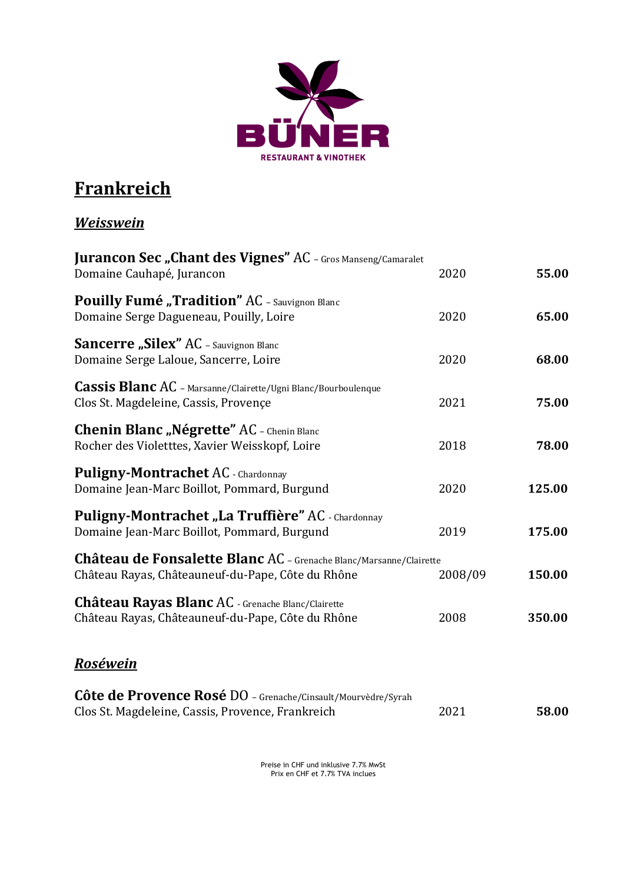BÜNER

RESTAURANT & VINOTHEK

# Frankreich

## *Weisswein*

**Jurancon Sec „Chant des Vignes"** AC – Gros Manseng/Camaralet
Domaine Cauhapé, Jurancon | 2020 | **55.00**

**Pouilly Fumé „Tradition"** AC – Sauvignon Blanc
Domaine Serge Dagueneau, Pouilly, Loire | 2020 | **65.00**

**Sancerre „Silex"** AC – Sauvignon Blanc
Domaine Serge Laloue, Sancerre, Loire | 2020 | **68.00**

**Cassis Blanc** AC – Marsanne/Clairette/Ugni Blanc/Bourboulenque
Clos St. Magdeleine, Cassis, Provençe | 2021 | **75.00**

**Chenin Blanc „Négrette"** AC – Chenin Blanc
Rocher des Violetttes, Xavier Weisskopf, Loire | 2018 | **78.00**

**Puligny-Montrachet** AC - Chardonnay
Domaine Jean-Marc Boillot, Pommard, Burgund | 2020 | **125.00**

**Puligny-Montrachet „La Truffière"** AC - Chardonnay
Domaine Jean-Marc Boillot, Pommard, Burgund | 2019 | **175.00**

**Château de Fonsalette Blanc** AC – Grenache Blanc/Marsanne/Clairette
Château Rayas, Châteauneuf-du-Pape, Côte du Rhône | 2008/09 | **150.00**

**Château Rayas Blanc** AC - Grenache Blanc/Clairette
Château Rayas, Châteauneuf-du-Pape, Côte du Rhône | 2008 | **350.00**

## *Roséwein*

**Côte de Provence Rosé** DO – Grenache/Cinsault/Mourvèdre/Syrah
Clos St. Magdeleine, Cassis, Provence, Frankreich | 2021 | **58.00**

Preise in CHF und inklusive 7.7% MwSt
Prix en CHF et 7.7% TVA inclues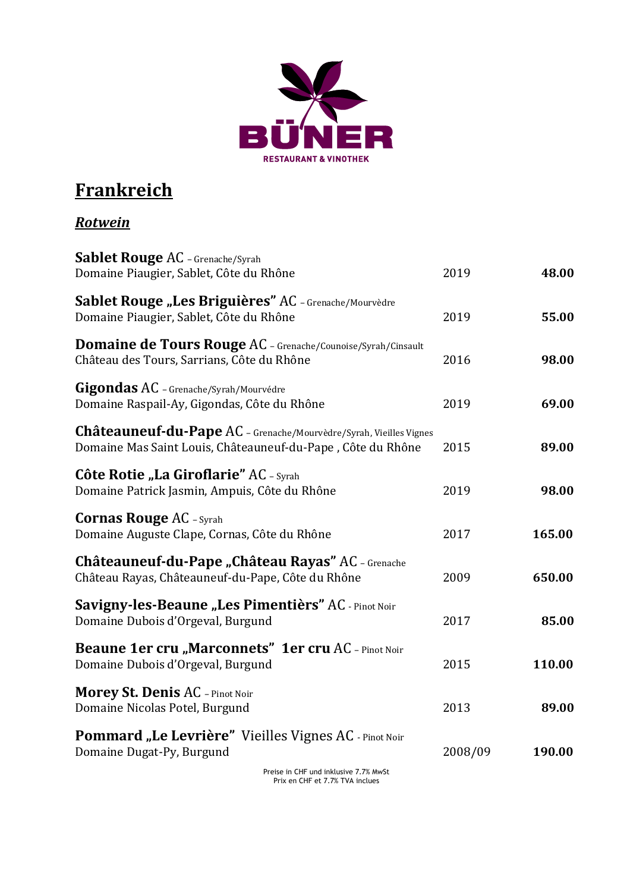BÜNER

RESTAURANT & VINOTHEK

# Frankreich

## *Rotwein*

| Wein | Jahrgang | Preis |
|---|---|---|
| **Sablet Rouge** AC – Grenache/Syrah<br>Domaine Piaugier, Sablet, Côte du Rhône | 2019 | **48.00** |
| **Sablet Rouge „Les Briguières"** AC – Grenache/Mourvèdre<br>Domaine Piaugier, Sablet, Côte du Rhône | 2019 | **55.00** |
| **Domaine de Tours Rouge** AC – Grenache/Counoise/Syrah/Cinsault<br>Château des Tours, Sarrians, Côte du Rhône | 2016 | **98.00** |
| **Gigondas** AC – Grenache/Syrah/Mourvédre<br>Domaine Raspail-Ay, Gigondas, Côte du Rhône | 2019 | **69.00** |
| **Châteauneuf-du-Pape** AC – Grenache/Mourvèdre/Syrah, Vieilles Vignes<br>Domaine Mas Saint Louis, Châteauneuf-du-Pape , Côte du Rhône | 2015 | **89.00** |
| **Côte Rotie „La Giroflarie"** AC – Syrah<br>Domaine Patrick Jasmin, Ampuis, Côte du Rhône | 2019 | **98.00** |
| **Cornas Rouge** AC – Syrah<br>Domaine Auguste Clape, Cornas, Côte du Rhône | 2017 | **165.00** |
| **Châteauneuf-du-Pape „Château Rayas"** AC – Grenache<br>Château Rayas, Châteauneuf-du-Pape, Côte du Rhône | 2009 | **650.00** |
| **Savigny-les-Beaune „Les Pimentièrs"** AC - Pinot Noir<br>Domaine Dubois d'Orgeval, Burgund | 2017 | **85.00** |
| **Beaune 1er cru „Marconnets" 1er cru** AC – Pinot Noir<br>Domaine Dubois d'Orgeval, Burgund | 2015 | **110.00** |
| **Morey St. Denis** AC – Pinot Noir<br>Domaine Nicolas Potel, Burgund | 2013 | **89.00** |
| **Pommard „Le Levrière"** Vieilles Vignes AC - Pinot Noir<br>Domaine Dugat-Py, Burgund | 2008/09 | **190.00** |

Preise in CHF und inklusive 7.7% MwSt
Prix en CHF et 7.7% TVA inclues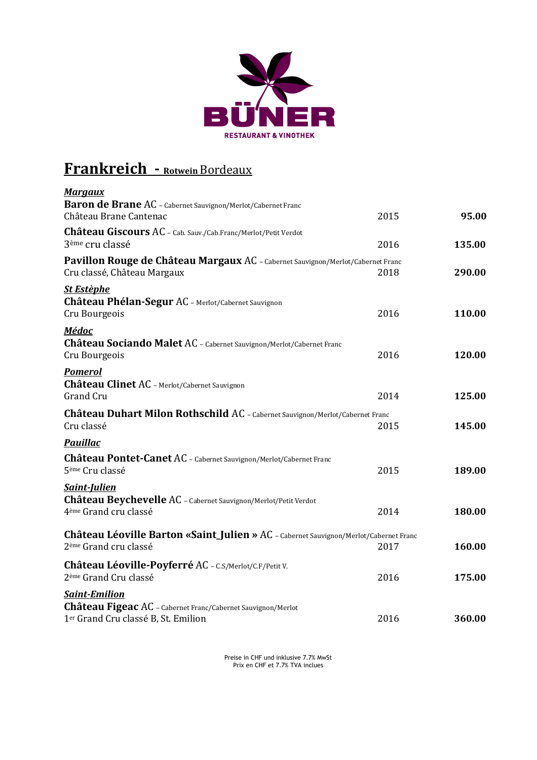**BÜNER**
**RESTAURANT & VINOTHEK**

# Frankreich - Rotwein Bordeaux

***Margaux***

**Baron de Brane** AC – Cabernet Sauvignon/Merlot/Cabernet Franc
Château Brane Cantenac — 2015 — **95.00**

**Château Giscours** AC – Cab. Sauv./Cab.Franc/Merlot/Petit Verdot
3ème cru classé — 2016 — **135.00**

**Pavillon Rouge de Château Margaux** AC – Cabernet Sauvignon/Merlot/Cabernet Franc
Cru classé, Château Margaux — 2018 — **290.00**

***St Estèphe***

**Château Phélan-Segur** AC – Merlot/Cabernet Sauvignon
Cru Bourgeois — 2016 — **110.00**

***Médoc***

**Château Sociando Malet** AC – Cabernet Sauvignon/Merlot/Cabernet Franc
Cru Bourgeois — 2016 — **120.00**

***Pomerol***

**Château Clinet** AC – Merlot/Cabernet Sauvignon
Grand Cru — 2014 — **125.00**

**Château Duhart Milon Rothschild** AC – Cabernet Sauvignon/Merlot/Cabernet Franc
Cru classé — 2015 — **145.00**

***Pauillac***

**Château Pontet-Canet** AC – Cabernet Sauvignon/Merlot/Cabernet Franc
5ème Cru classé — 2015 — **189.00**

***Saint-Julien***

**Château Beychevelle** AC – Cabernet Sauvignon/Merlot/Petit Verdot
4ème Grand cru classé — 2014 — **180.00**

**Château Léoville Barton «Saint_Julien »** AC – Cabernet Sauvignon/Merlot/Cabernet Franc
2ème Grand cru classé — 2017 — **160.00**

**Château Léoville-Poyferré** AC – C.S/Merlot/C.F/Petit V.
2ème Grand Cru classé — 2016 — **175.00**

***Saint-Emilion***

**Château Figeac** AC – Cabernet Franc/Cabernet Sauvignon/Merlot
1er Grand Cru classé B, St. Emilion — 2016 — **360.00**

Preise in CHF und inklusive 7.7% MwSt
Prix en CHF et 7.7% TVA inclues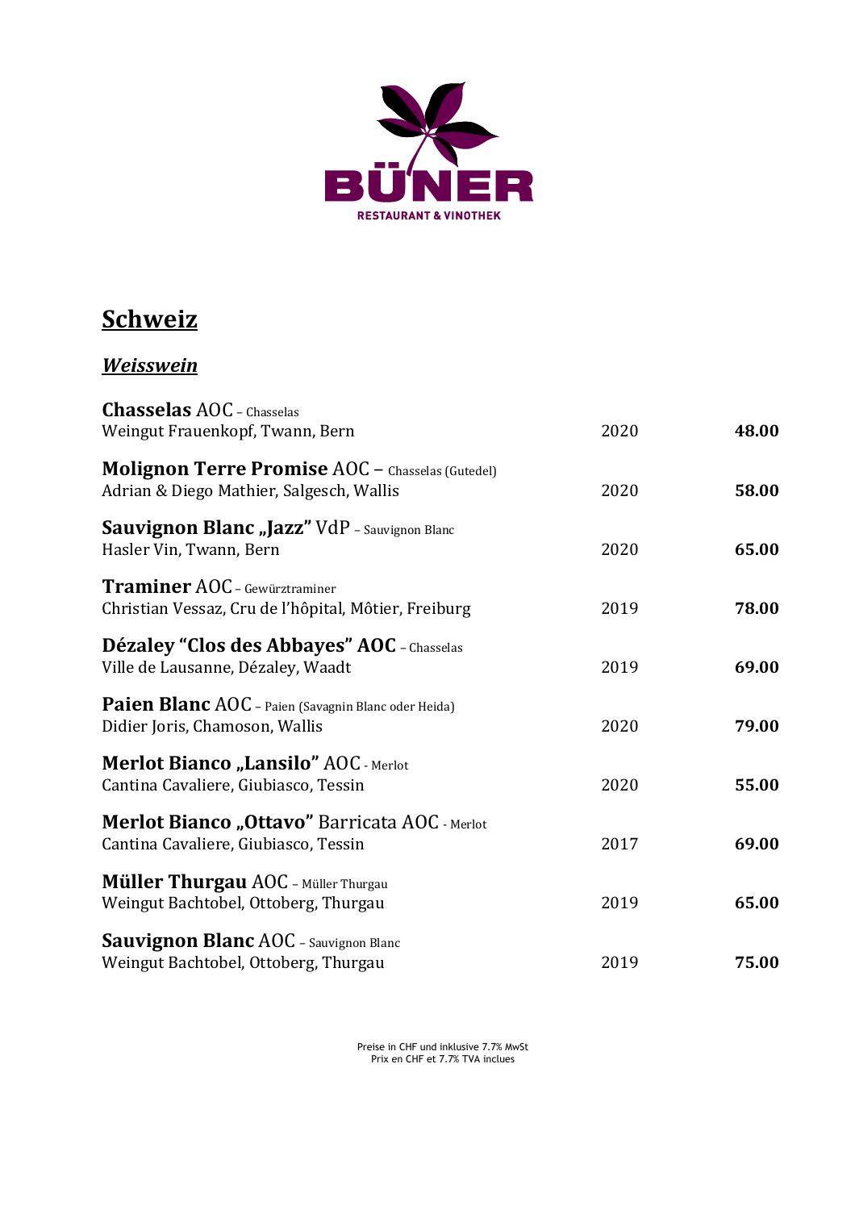**BÜNER**
RESTAURANT & VINOTHEK

# Schweiz

## *Weisswein*

| Wein | Jahrgang | Preis |
|---|---|---|
| **Chasselas** AOC – Chasselas<br>Weingut Frauenkopf, Twann, Bern | 2020 | **48.00** |
| **Molignon Terre Promise** AOC – Chasselas (Gutedel)<br>Adrian & Diego Mathier, Salgesch, Wallis | 2020 | **58.00** |
| **Sauvignon Blanc „Jazz"** VdP – Sauvignon Blanc<br>Hasler Vin, Twann, Bern | 2020 | **65.00** |
| **Traminer** AOC – Gewürztraminer<br>Christian Vessaz, Cru de l'hôpital, Môtier, Freiburg | 2019 | **78.00** |
| **Dézaley "Clos des Abbayes" AOC** – Chasselas<br>Ville de Lausanne, Dézaley, Waadt | 2019 | **69.00** |
| **Paien Blanc** AOC – Paien (Savagnin Blanc oder Heida)<br>Didier Joris, Chamoson, Wallis | 2020 | **79.00** |
| **Merlot Bianco „Lansilo"** AOC - Merlot<br>Cantina Cavaliere, Giubiasco, Tessin | 2020 | **55.00** |
| **Merlot Bianco „Ottavo"** Barricata AOC - Merlot<br>Cantina Cavaliere, Giubiasco, Tessin | 2017 | **69.00** |
| **Müller Thurgau** AOC – Müller Thurgau<br>Weingut Bachtobel, Ottoberg, Thurgau | 2019 | **65.00** |
| **Sauvignon Blanc** AOC – Sauvignon Blanc<br>Weingut Bachtobel, Ottoberg, Thurgau | 2019 | **75.00** |

Preise in CHF und inklusive 7.7% MwSt
Prix en CHF et 7.7% TVA inclues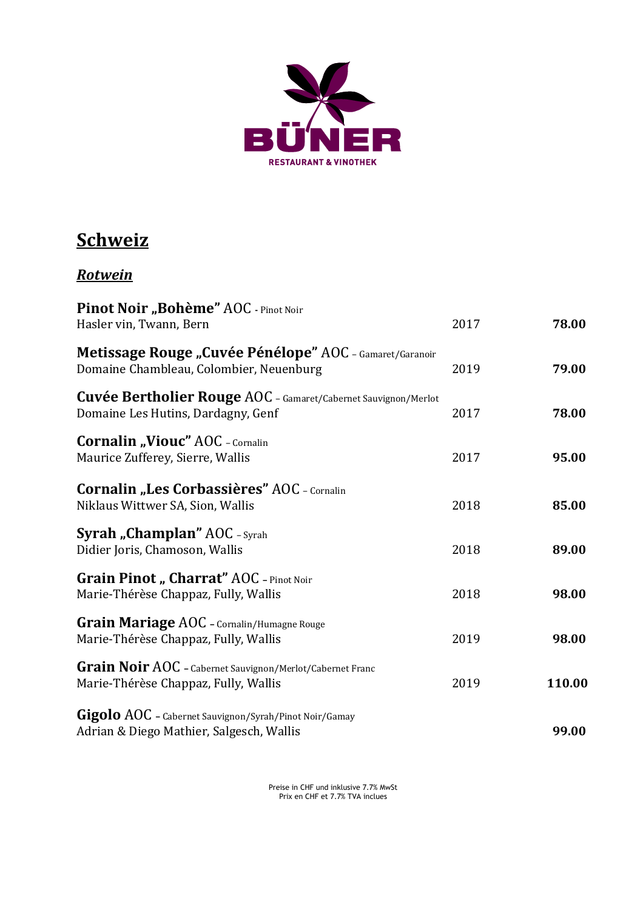BÜNER

RESTAURANT & VINOTHEK

# Schweiz

## *Rotwein*

| Wein | Jahrgang | Preis |
|---|---|---|
| **Pinot Noir „Bohème"** AOC - Pinot Noir<br>Hasler vin, Twann, Bern | 2017 | **78.00** |
| **Metissage Rouge „Cuvée Pénélope"** AOC – Gamaret/Garanoir<br>Domaine Chambleau, Colombier, Neuenburg | 2019 | **79.00** |
| **Cuvée Bertholier Rouge** AOC – Gamaret/Cabernet Sauvignon/Merlot<br>Domaine Les Hutins, Dardagny, Genf | 2017 | **78.00** |
| **Cornalin „Viouc"** AOC – Cornalin<br>Maurice Zufferey, Sierre, Wallis | 2017 | **95.00** |
| **Cornalin „Les Corbassières"** AOC – Cornalin<br>Niklaus Wittwer SA, Sion, Wallis | 2018 | **85.00** |
| **Syrah „Champlan"** AOC – Syrah<br>Didier Joris, Chamoson, Wallis | 2018 | **89.00** |
| **Grain Pinot „ Charrat"** AOC – Pinot Noir<br>Marie-Thérèse Chappaz, Fully, Wallis | 2018 | **98.00** |
| **Grain Mariage** AOC – Cornalin/Humagne Rouge<br>Marie-Thérèse Chappaz, Fully, Wallis | 2019 | **98.00** |
| **Grain Noir** AOC – Cabernet Sauvignon/Merlot/Cabernet Franc<br>Marie-Thérèse Chappaz, Fully, Wallis | 2019 | **110.00** |
| **Gigolo** AOC – Cabernet Sauvignon/Syrah/Pinot Noir/Gamay<br>Adrian & Diego Mathier, Salgesch, Wallis | | **99.00** |

Preise in CHF und inklusive 7.7% MwSt
Prix en CHF et 7.7% TVA inclues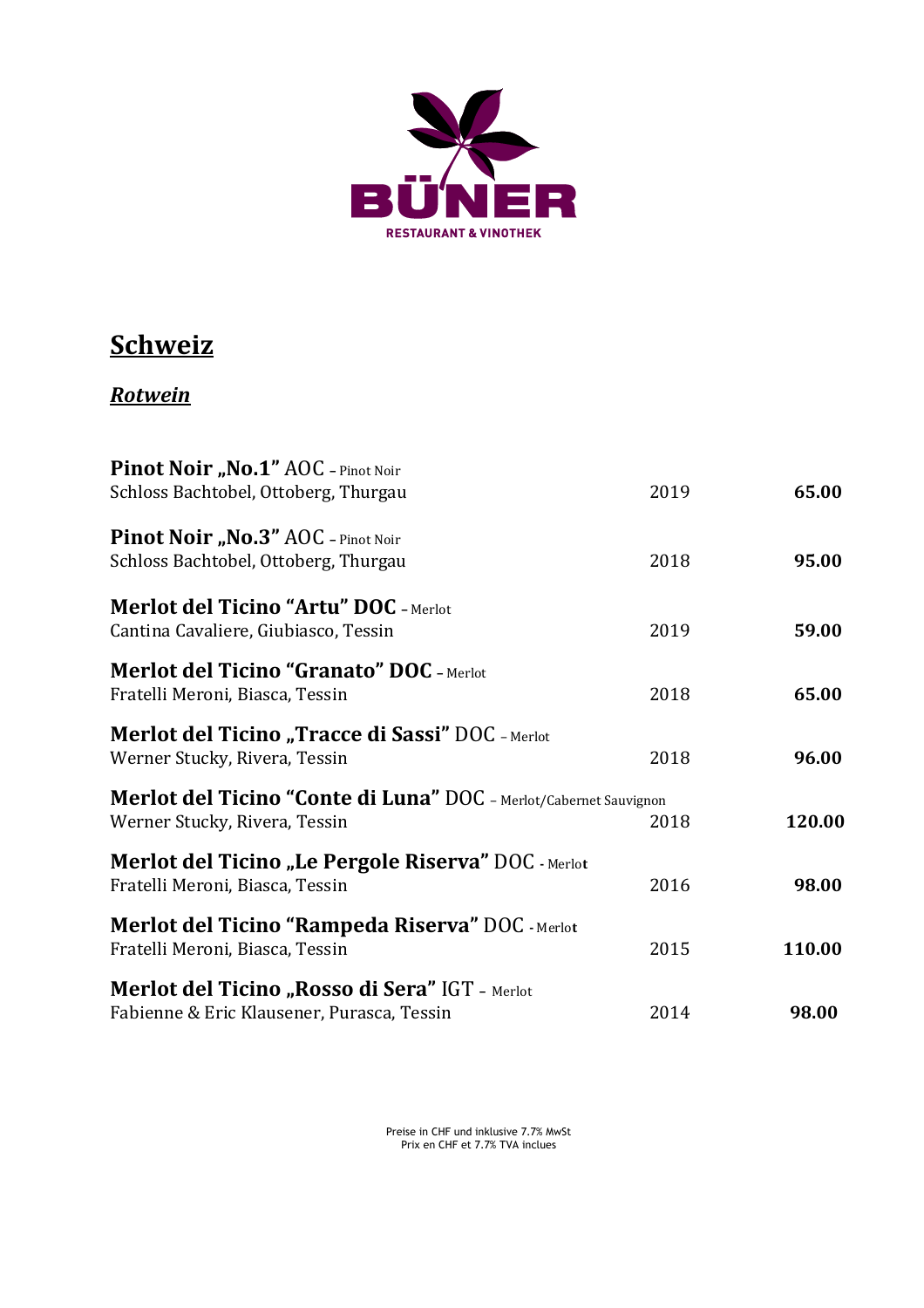**BÜNER**
RESTAURANT & VINOTHEK

# Schweiz

## *Rotwein*

| Wein | Jahrgang | Preis |
|---|---|---|
| **Pinot Noir „No.1"** AOC – Pinot Noir<br>Schloss Bachtobel, Ottoberg, Thurgau | 2019 | **65.00** |
| **Pinot Noir „No.3"** AOC – Pinot Noir<br>Schloss Bachtobel, Ottoberg, Thurgau | 2018 | **95.00** |
| **Merlot del Ticino "Artu" DOC** – Merlot<br>Cantina Cavaliere, Giubiasco, Tessin | 2019 | **59.00** |
| **Merlot del Ticino "Granato" DOC** – Merlot<br>Fratelli Meroni, Biasca, Tessin | 2018 | **65.00** |
| **Merlot del Ticino „Tracce di Sassi"** DOC – Merlot<br>Werner Stucky, Rivera, Tessin | 2018 | **96.00** |
| **Merlot del Ticino "Conte di Luna"** DOC – Merlot/Cabernet Sauvignon<br>Werner Stucky, Rivera, Tessin | 2018 | **120.00** |
| **Merlot del Ticino „Le Pergole Riserva"** DOC - Merlot<br>Fratelli Meroni, Biasca, Tessin | 2016 | **98.00** |
| **Merlot del Ticino "Rampeda Riserva"** DOC - Merlot<br>Fratelli Meroni, Biasca, Tessin | 2015 | **110.00** |
| **Merlot del Ticino „Rosso di Sera"** IGT – Merlot<br>Fabienne & Eric Klausener, Purasca, Tessin | 2014 | **98.00** |

Preise in CHF und inklusive 7.7% MwSt
Prix en CHF et 7.7% TVA inclues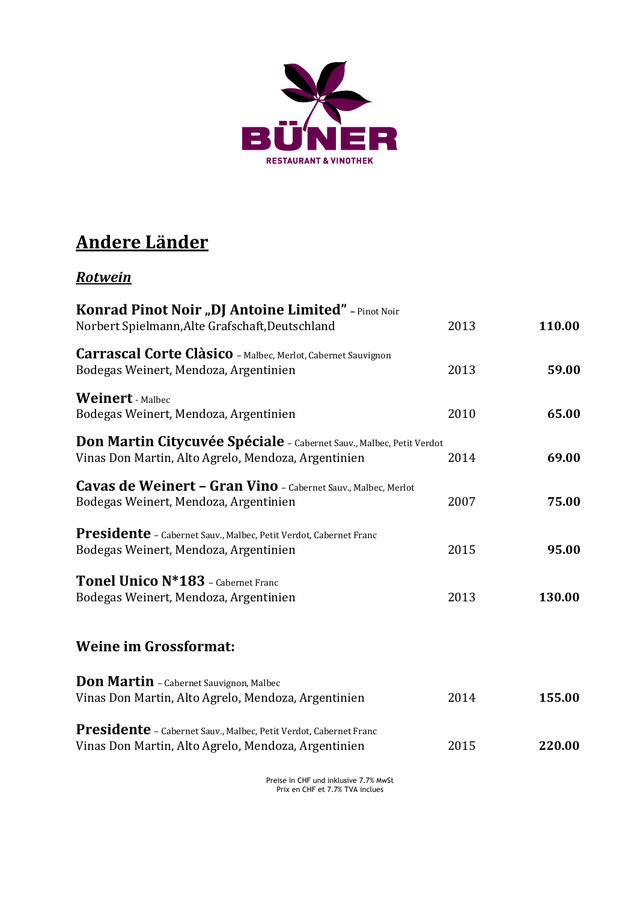BÜNER

RESTAURANT & VINOTHEK

# Andere Länder

## *Rotwein*

| Wein | Jahrgang | Preis |
|---|---|---|
| **Konrad Pinot Noir „DJ Antoine Limited"** – Pinot Noir<br>Norbert Spielmann,Alte Grafschaft,Deutschland | 2013 | **110.00** |
| **Carrascal Corte Clàsico** – Malbec, Merlot, Cabernet Sauvignon<br>Bodegas Weinert, Mendoza, Argentinien | 2013 | **59.00** |
| **Weinert** - Malbec<br>Bodegas Weinert, Mendoza, Argentinien | 2010 | **65.00** |
| **Don Martin Citycuvée Spéciale** – Cabernet Sauv., Malbec, Petit Verdot<br>Vinas Don Martin, Alto Agrelo, Mendoza, Argentinien | 2014 | **69.00** |
| **Cavas de Weinert – Gran Vino** – Cabernet Sauv., Malbec, Merlot<br>Bodegas Weinert, Mendoza, Argentinien | 2007 | **75.00** |
| **Presidente** – Cabernet Sauv., Malbec, Petit Verdot, Cabernet Franc<br>Bodegas Weinert, Mendoza, Argentinien | 2015 | **95.00** |
| **Tonel Unico N*183** – Cabernet Franc<br>Bodegas Weinert, Mendoza, Argentinien | 2013 | **130.00** |

### Weine im Grossformat:

| Wein | Jahrgang | Preis |
|---|---|---|
| **Don Martin** – Cabernet Sauvignon, Malbec<br>Vinas Don Martin, Alto Agrelo, Mendoza, Argentinien | 2014 | **155.00** |
| **Presidente** – Cabernet Sauv., Malbec, Petit Verdot, Cabernet Franc<br>Vinas Don Martin, Alto Agrelo, Mendoza, Argentinien | 2015 | **220.00** |

Preise in CHF und inklusive 7.7% MwSt
Prix en CHF et 7.7% TVA inclues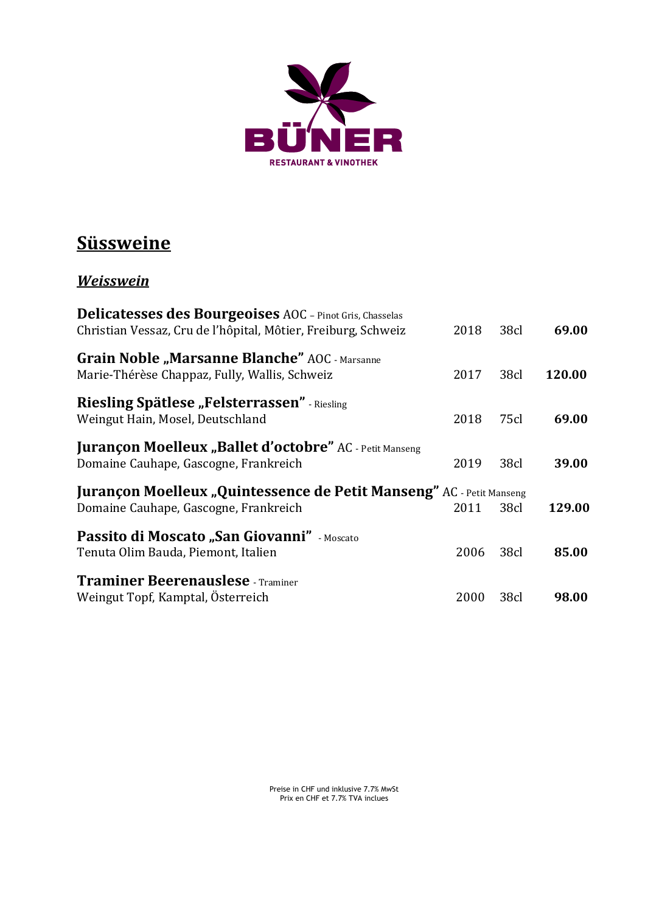BÜNER
RESTAURANT & VINOTHEK

# Süssweine

## *Weisswein*

| Wein | Jahrgang | Inhalt | Preis |
|---|---|---|---|
| **Delicatesses des Bourgeoises** AOC – Pinot Gris, Chasselas<br>Christian Vessaz, Cru de l'hôpital, Môtier, Freiburg, Schweiz | 2018 | 38cl | **69.00** |
| **Grain Noble „Marsanne Blanche"** AOC - Marsanne<br>Marie-Thérèse Chappaz, Fully, Wallis, Schweiz | 2017 | 38cl | **120.00** |
| **Riesling Spätlese „Felsterrassen"** - Riesling<br>Weingut Hain, Mosel, Deutschland | 2018 | 75cl | **69.00** |
| **Jurançon Moelleux „Ballet d'octobre"** AC - Petit Manseng<br>Domaine Cauhape, Gascogne, Frankreich | 2019 | 38cl | **39.00** |
| **Jurançon Moelleux „Quintessence de Petit Manseng"** AC - Petit Manseng<br>Domaine Cauhape, Gascogne, Frankreich | 2011 | 38cl | **129.00** |
| **Passito di Moscato „San Giovanni"** - Moscato<br>Tenuta Olim Bauda, Piemont, Italien | 2006 | 38cl | **85.00** |
| **Traminer Beerenauslese** - Traminer<br>Weingut Topf, Kamptal, Österreich | 2000 | 38cl | **98.00** |

Preise in CHF und inklusive 7.7% MwSt
Prix en CHF et 7.7% TVA inclues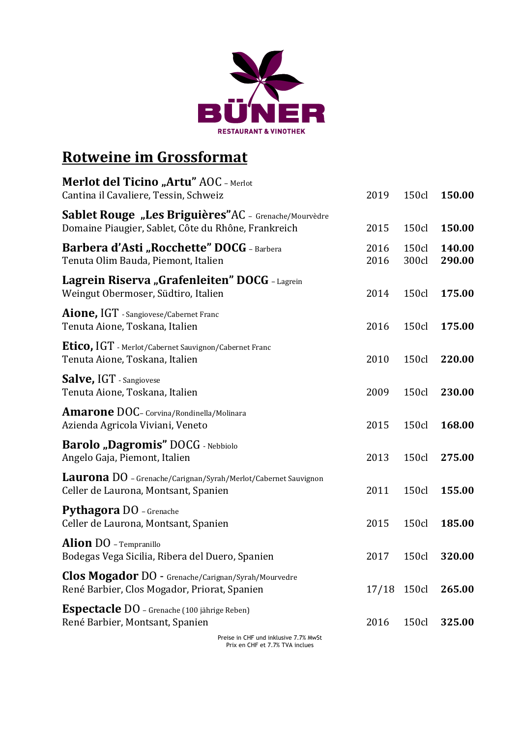BÜNER

RESTAURANT & VINOTHEK

# Rotweine im Grossformat

| | | | |
|---|---|---|---|
| **Merlot del Ticino „Artu"** AOC – Merlot<br>Cantina il Cavaliere, Tessin, Schweiz | 2019 | 150cl | **150.00** |
| **Sablet Rouge „Les Briguières"** AC – Grenache/Mourvèdre<br>Domaine Piaugier, Sablet, Côte du Rhône, Frankreich | 2015 | 150cl | **150.00** |
| **Barbera d'Asti „Rocchette" DOCG** – Barbera<br>Tenuta Olim Bauda, Piemont, Italien | 2016<br>2016 | 150cl<br>300cl | **140.00**<br>**290.00** |
| **Lagrein Riserva „Grafenleiten" DOCG** – Lagrein<br>Weingut Obermoser, Südtiro, Italien | 2014 | 150cl | **175.00** |
| **Aione,** IGT - Sangiovese/Cabernet Franc<br>Tenuta Aione, Toskana, Italien | 2016 | 150cl | **175.00** |
| **Etico,** IGT - Merlot/Cabernet Sauvignon/Cabernet Franc<br>Tenuta Aione, Toskana, Italien | 2010 | 150cl | **220.00** |
| **Salve,** IGT - Sangiovese<br>Tenuta Aione, Toskana, Italien | 2009 | 150cl | **230.00** |
| **Amarone** DOC– Corvina/Rondinella/Molinara<br>Azienda Agricola Viviani, Veneto | 2015 | 150cl | **168.00** |
| **Barolo „Dagromis"** DOCG - Nebbiolo<br>Angelo Gaja, Piemont, Italien | 2013 | 150cl | **275.00** |
| **Laurona** DO – Grenache/Carignan/Syrah/Merlot/Cabernet Sauvignon<br>Celler de Laurona, Montsant, Spanien | 2011 | 150cl | **155.00** |
| **Pythagora** DO – Grenache<br>Celler de Laurona, Montsant, Spanien | 2015 | 150cl | **185.00** |
| **Alion** DO – Tempranillo<br>Bodegas Vega Sicilia, Ribera del Duero, Spanien | 2017 | 150cl | **320.00** |
| **Clos Mogador** DO - Grenache/Carignan/Syrah/Mourvedre<br>René Barbier, Clos Mogador, Priorat, Spanien | 17/18 | 150cl | **265.00** |
| **Espectacle** DO – Grenache (100 jährige Reben)<br>René Barbier, Montsant, Spanien | 2016 | 150cl | **325.00** |

Preise in CHF und inklusive 7.7% MwSt
Prix en CHF et 7.7% TVA inclues